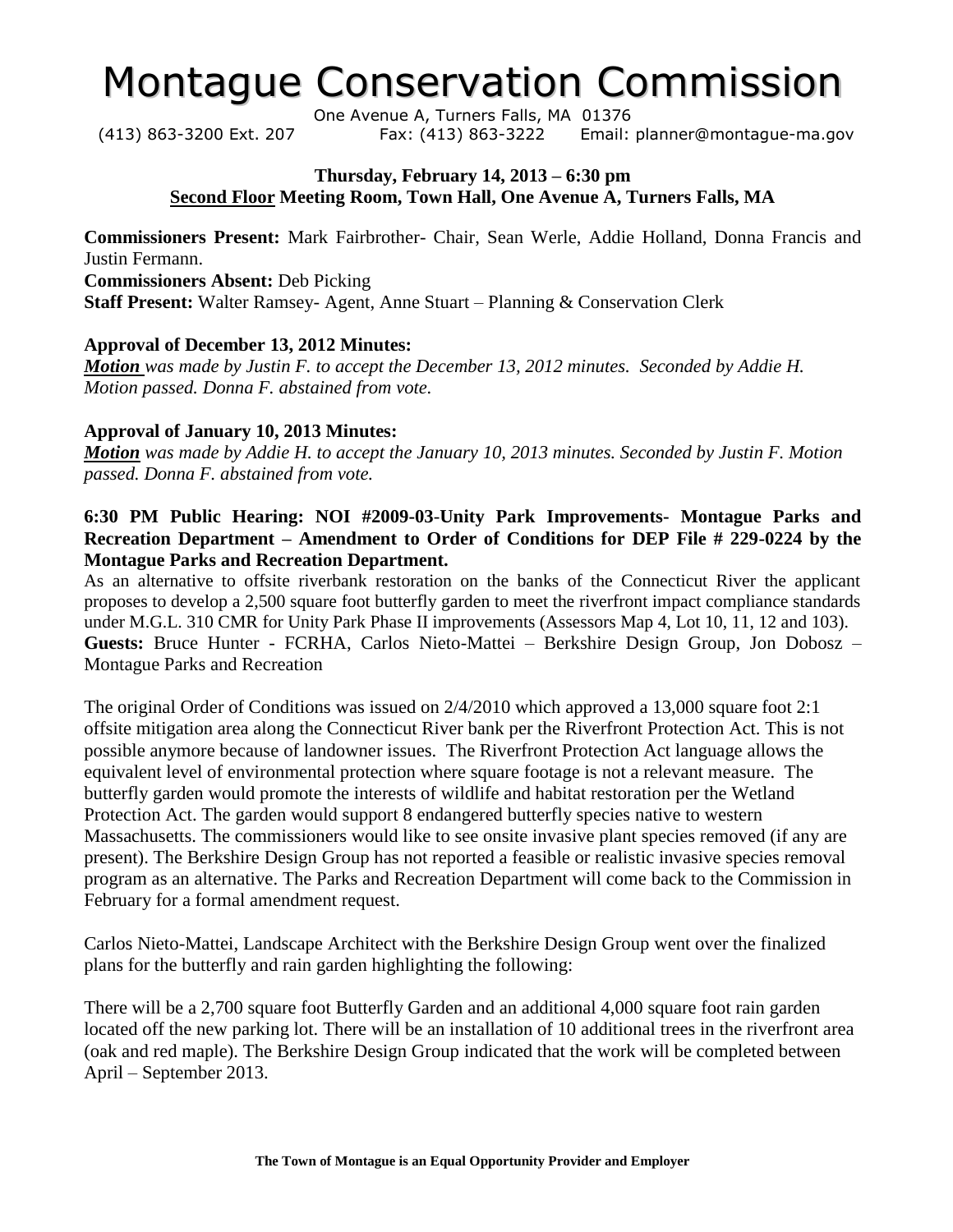# Montague Conservation Commission

One Avenue A, Turners Falls, MA 01376

(413) 863-3200 Ext. 207 Fax: (413) 863-3222 Email: planner@montague-ma.gov

**Thursday, February 14, 2013 – 6:30 pm**
**Second Floor Meeting Room, Town Hall, One Avenue A, Turners Falls, MA**

**Commissioners Present:** Mark Fairbrother- Chair, Sean Werle, Addie Holland, Donna Francis and Justin Fermann.
**Commissioners Absent:** Deb Picking
**Staff Present:** Walter Ramsey- Agent, Anne Stuart – Planning & Conservation Clerk

**Approval of December 13, 2012 Minutes:**
***Motion*** *was made by Justin F. to accept the December 13, 2012 minutes. Seconded by Addie H. Motion passed. Donna F. abstained from vote.*

**Approval of January 10, 2013 Minutes:**
***Motion*** *was made by Addie H. to accept the January 10, 2013 minutes. Seconded by Justin F. Motion passed. Donna F. abstained from vote.*

**6:30 PM Public Hearing: NOI #2009-03-Unity Park Improvements- Montague Parks and Recreation Department – Amendment to Order of Conditions for DEP File # 229-0224 by the Montague Parks and Recreation Department.**

As an alternative to offsite riverbank restoration on the banks of the Connecticut River the applicant proposes to develop a 2,500 square foot butterfly garden to meet the riverfront impact compliance standards under M.G.L. 310 CMR for Unity Park Phase II improvements (Assessors Map 4, Lot 10, 11, 12 and 103).
**Guests:** Bruce Hunter - FCRHA, Carlos Nieto-Mattei – Berkshire Design Group, Jon Dobosz – Montague Parks and Recreation

The original Order of Conditions was issued on 2/4/2010 which approved a 13,000 square foot 2:1 offsite mitigation area along the Connecticut River bank per the Riverfront Protection Act. This is not possible anymore because of landowner issues. The Riverfront Protection Act language allows the equivalent level of environmental protection where square footage is not a relevant measure. The butterfly garden would promote the interests of wildlife and habitat restoration per the Wetland Protection Act. The garden would support 8 endangered butterfly species native to western Massachusetts. The commissioners would like to see onsite invasive plant species removed (if any are present). The Berkshire Design Group has not reported a feasible or realistic invasive species removal program as an alternative. The Parks and Recreation Department will come back to the Commission in February for a formal amendment request.

Carlos Nieto-Mattei, Landscape Architect with the Berkshire Design Group went over the finalized plans for the butterfly and rain garden highlighting the following:

There will be a 2,700 square foot Butterfly Garden and an additional 4,000 square foot rain garden located off the new parking lot. There will be an installation of 10 additional trees in the riverfront area (oak and red maple). The Berkshire Design Group indicated that the work will be completed between April – September 2013.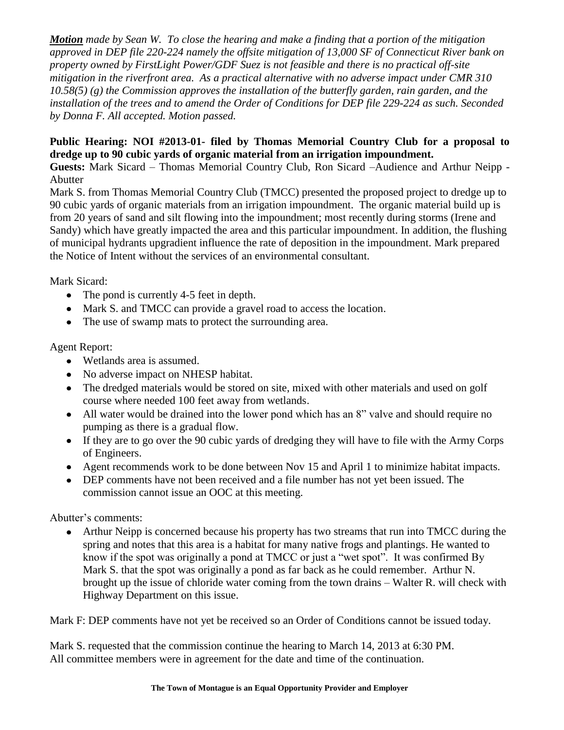***Motion** made by Sean W. To close the hearing and make a finding that a portion of the mitigation approved in DEP file 220-224 namely the offsite mitigation of 13,000 SF of Connecticut River bank on property owned by FirstLight Power/GDF Suez is not feasible and there is no practical off-site mitigation in the riverfront area. As a practical alternative with no adverse impact under CMR 310 10.58(5) (g) the Commission approves the installation of the butterfly garden, rain garden, and the installation of the trees and to amend the Order of Conditions for DEP file 229-224 as such. Seconded by Donna F. All accepted. Motion passed.*

**Public Hearing: NOI #2013-01- filed by Thomas Memorial Country Club for a proposal to dredge up to 90 cubic yards of organic material from an irrigation impoundment.**

**Guests:** Mark Sicard – Thomas Memorial Country Club, Ron Sicard –Audience and Arthur Neipp - Abutter

Mark S. from Thomas Memorial Country Club (TMCC) presented the proposed project to dredge up to 90 cubic yards of organic materials from an irrigation impoundment. The organic material build up is from 20 years of sand and silt flowing into the impoundment; most recently during storms (Irene and Sandy) which have greatly impacted the area and this particular impoundment. In addition, the flushing of municipal hydrants upgradient influence the rate of deposition in the impoundment. Mark prepared the Notice of Intent without the services of an environmental consultant.

Mark Sicard:

- The pond is currently 4-5 feet in depth.
- Mark S. and TMCC can provide a gravel road to access the location.
- The use of swamp mats to protect the surrounding area.

Agent Report:

- Wetlands area is assumed.
- No adverse impact on NHESP habitat.
- The dredged materials would be stored on site, mixed with other materials and used on golf course where needed 100 feet away from wetlands.
- All water would be drained into the lower pond which has an 8" valve and should require no pumping as there is a gradual flow.
- If they are to go over the 90 cubic yards of dredging they will have to file with the Army Corps of Engineers.
- Agent recommends work to be done between Nov 15 and April 1 to minimize habitat impacts.
- DEP comments have not been received and a file number has not yet been issued. The commission cannot issue an OOC at this meeting.

Abutter's comments:

- Arthur Neipp is concerned because his property has two streams that run into TMCC during the spring and notes that this area is a habitat for many native frogs and plantings. He wanted to know if the spot was originally a pond at TMCC or just a "wet spot". It was confirmed By Mark S. that the spot was originally a pond as far back as he could remember. Arthur N. brought up the issue of chloride water coming from the town drains – Walter R. will check with Highway Department on this issue.

Mark F: DEP comments have not yet be received so an Order of Conditions cannot be issued today.

Mark S. requested that the commission continue the hearing to March 14, 2013 at 6:30 PM. All committee members were in agreement for the date and time of the continuation.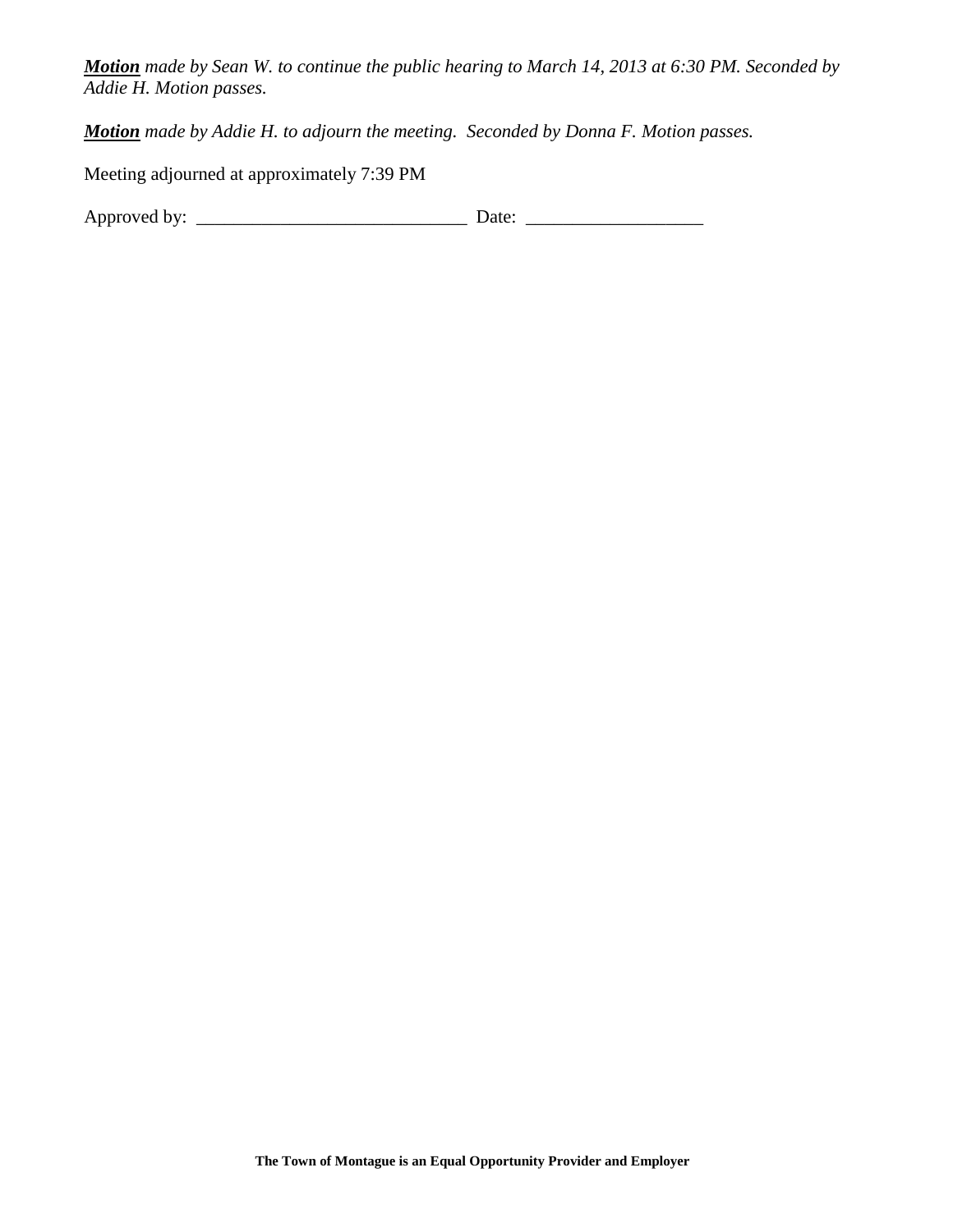***Motion*** *made by Sean W. to continue the public hearing to March 14, 2013 at 6:30 PM. Seconded by Addie H. Motion passes.*

***Motion*** *made by Addie H. to adjourn the meeting. Seconded by Donna F. Motion passes.*

Meeting adjourned at approximately 7:39 PM

Approved by: _____________________________ Date: ___________________

**The Town of Montague is an Equal Opportunity Provider and Employer**